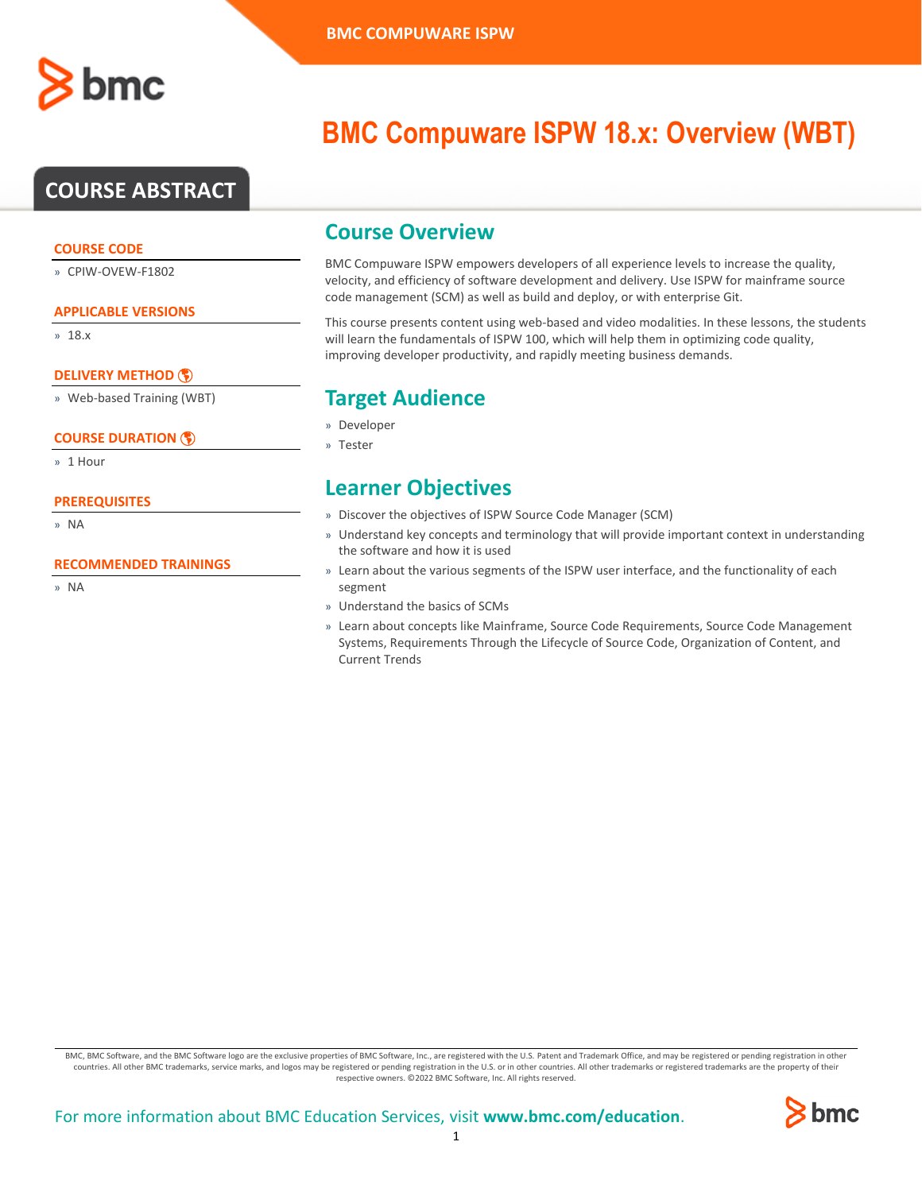# BMC Compuware ISPW 18.x: Overview (WBT)

## COURSE ABSTRACT

### COURSE CODE

» CPIW-OVEW-F1802

### APPLICABLE VERSIONS

» 18.x

### DELIVERY METHOD

» Web-based Training (WBT)

### COURSE DURATION

» 1 Hour

### PREREQUISITES

» NA

### RECOMMENDED TRAININGS

» NA

## Course Overview

BMC Compuware ISPW empowers developers of all experience levels to increase the quality, velocity, and efficiency of software development and delivery. Use ISPW for mainframe source code management (SCM) as well as build and deploy, or with enterprise Git.

This course presents content using web-based and video modalities. In these lessons, the students will learn the fundamentals of ISPW 100, which will help them in optimizing code quality, improving developer productivity, and rapidly meeting business demands.

## Target Audience

» Developer

» Tester

## Learner Objectives

» Discover the objectives of ISPW Source Code Manager (SCM)

» Understand key concepts and terminology that will provide important context in understanding the software and how it is used

» Learn about the various segments of the ISPW user interface, and the functionality of each segment

» Understand the basics of SCMs

» Learn about concepts like Mainframe, Source Code Requirements, Source Code Management Systems, Requirements Through the Lifecycle of Source Code, Organization of Content, and Current Trends

BMC, BMC Software, and the BMC Software logo are the exclusive properties of BMC Software, Inc., are registered with the U.S. Patent and Trademark Office, and may be registered or pending registration in other countries. All other BMC trademarks, service marks, and logos may be registered or pending registration in the U.S. or in other countries. All other trademarks or registered trademarks are the property of their respective owners. ©2022 BMC Software, Inc. All rights reserved.

For more information about BMC Education Services, visit **www.bmc.com/education**.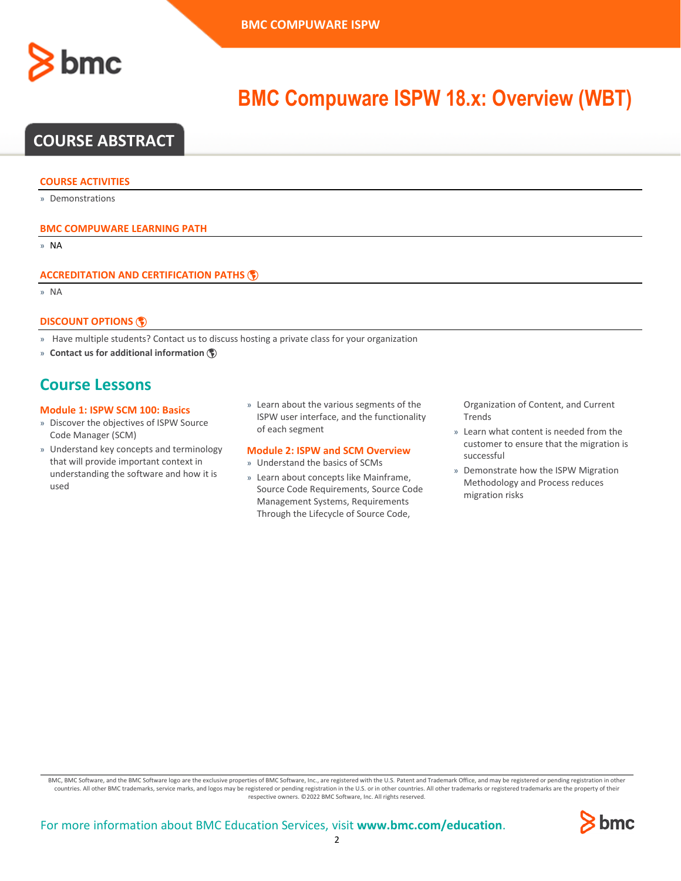# BMC Compuware ISPW 18.x: Overview (WBT)

## COURSE ABSTRACT

### COURSE ACTIVITIES

- Demonstrations

### BMC COMPUWARE LEARNING PATH

- NA

### ACCREDITATION AND CERTIFICATION PATHS

- NA

### DISCOUNT OPTIONS

- Have multiple students? Contact us to discuss hosting a private class for your organization
- **Contact us for additional information**

## Course Lessons

### Module 1: ISPW SCM 100: Basics

- Discover the objectives of ISPW Source Code Manager (SCM)
- Understand key concepts and terminology that will provide important context in understanding the software and how it is used
- Learn about the various segments of the ISPW user interface, and the functionality of each segment

### Module 2: ISPW and SCM Overview

- Understand the basics of SCMs
- Learn about concepts like Mainframe, Source Code Requirements, Source Code Management Systems, Requirements Through the Lifecycle of Source Code, Organization of Content, and Current Trends
- Learn what content is needed from the customer to ensure that the migration is successful
- Demonstrate how the ISPW Migration Methodology and Process reduces migration risks

BMC, BMC Software, and the BMC Software logo are the exclusive properties of BMC Software, Inc., are registered with the U.S. Patent and Trademark Office, and may be registered or pending registration in other countries. All other BMC trademarks, service marks, and logos may be registered or pending registration in the U.S. or in other countries. All other trademarks or registered trademarks are the property of their respective owners. ©2022 BMC Software, Inc. All rights reserved.

For more information about BMC Education Services, visit **www.bmc.com/education**.